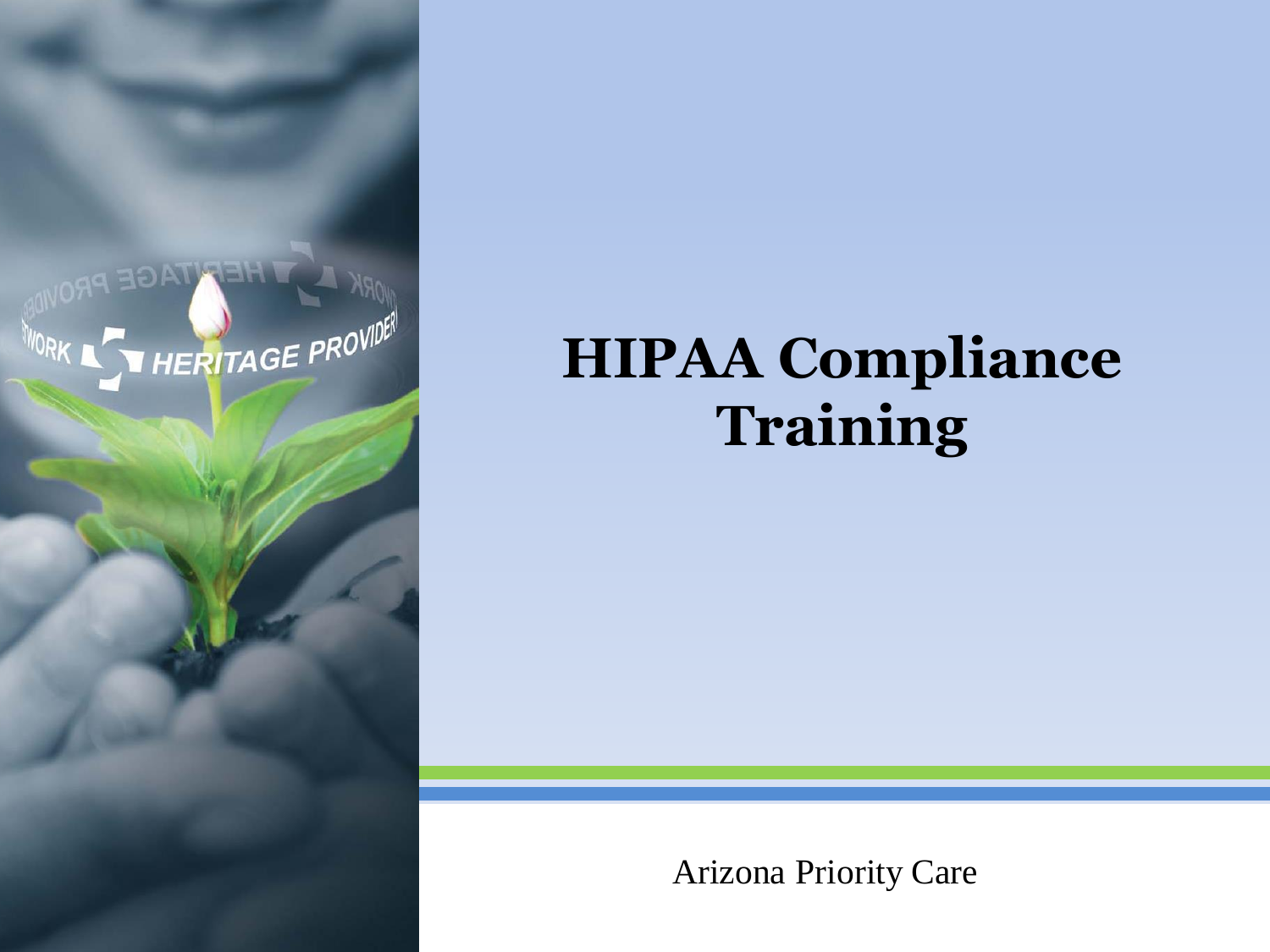# HIPAA Compliance Training

Arizona Priority Care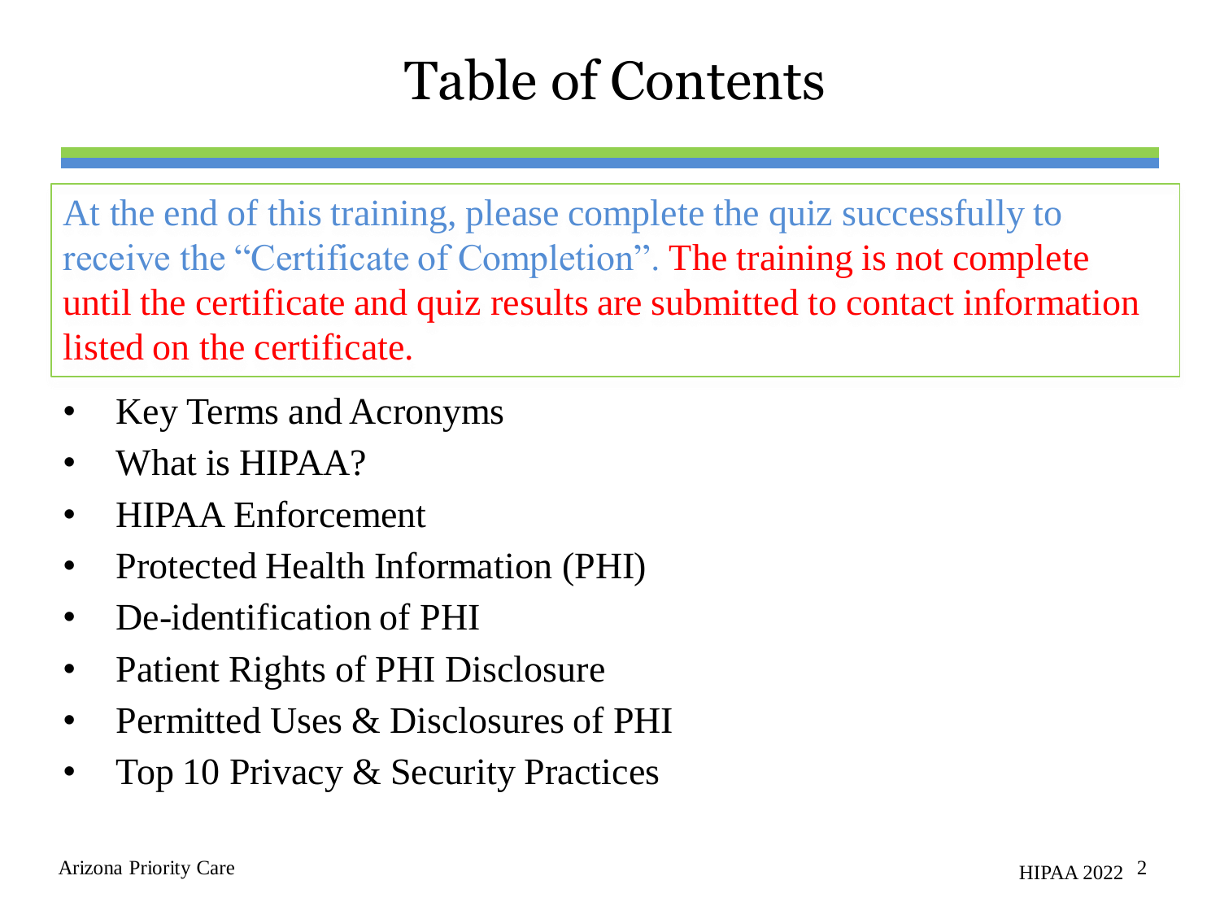# Table of Contents

At the end of this training, please complete the quiz successfully to receive the "Certificate of Completion". The training is not complete until the certificate and quiz results are submitted to contact information listed on the certificate.

- Key Terms and Acronyms
- What is HIPAA?
- HIPAA Enforcement
- Protected Health Information (PHI)
- De-identification of PHI
- Patient Rights of PHI Disclosure
- Permitted Uses & Disclosures of PHI
- Top 10 Privacy & Security Practices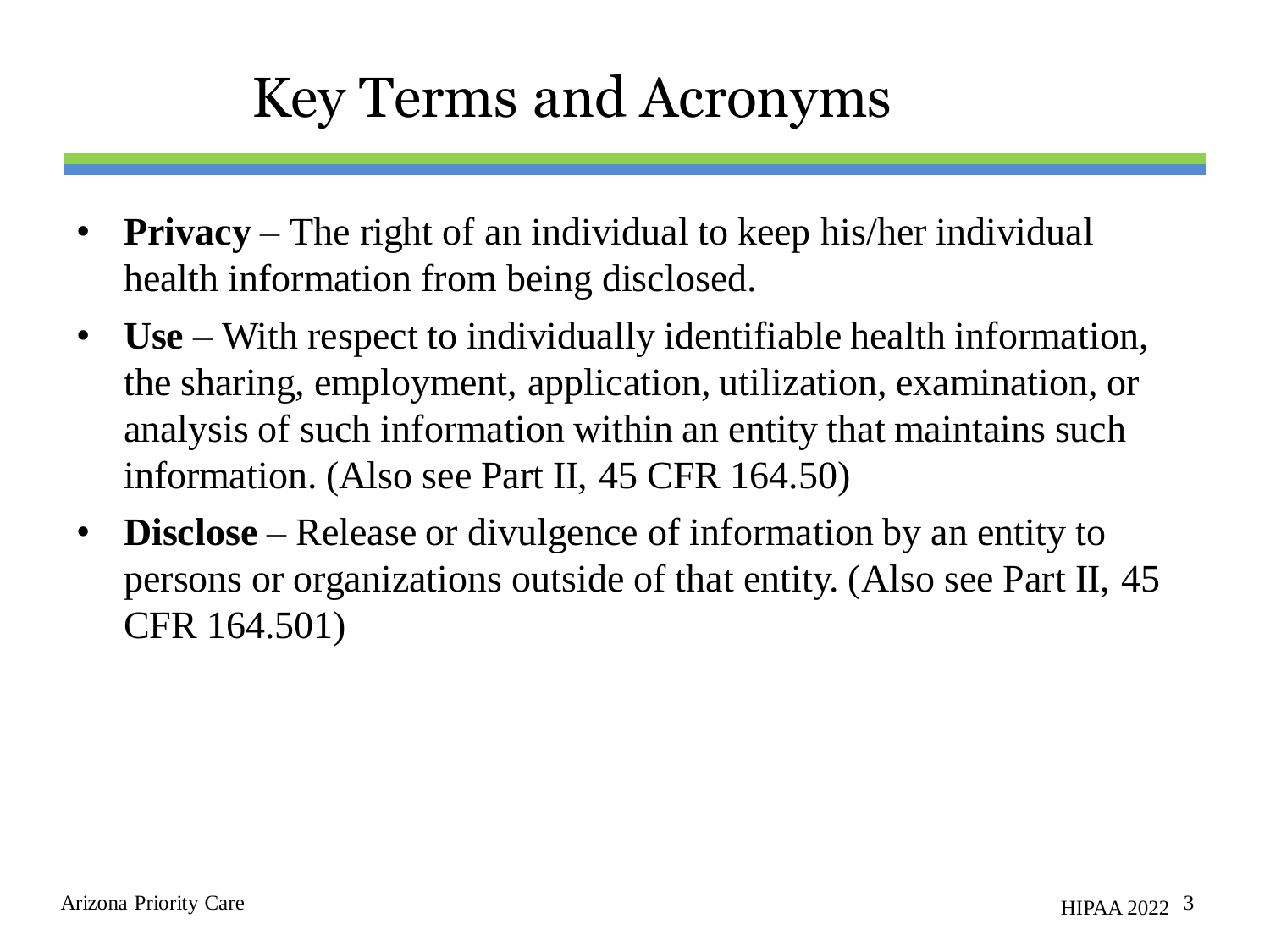# Key Terms and Acronyms

- **Privacy** – The right of an individual to keep his/her individual health information from being disclosed.
- **Use** – With respect to individually identifiable health information, the sharing, employment, application, utilization, examination, or analysis of such information within an entity that maintains such information. (Also see Part II, 45 CFR 164.50)
- **Disclose** – Release or divulgence of information by an entity to persons or organizations outside of that entity. (Also see Part II, 45 CFR 164.501)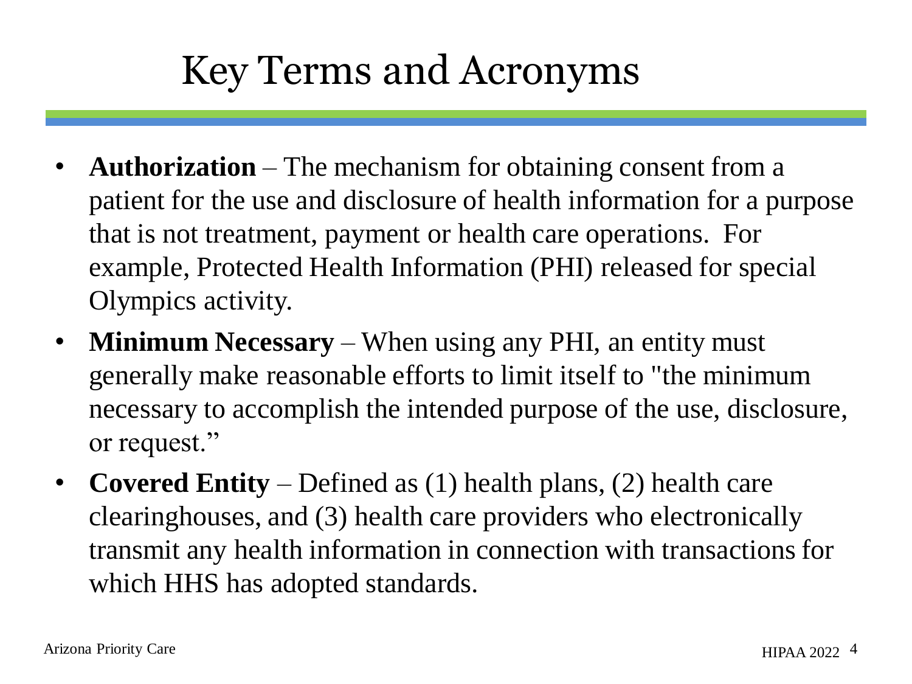# Key Terms and Acronyms

- **Authorization** – The mechanism for obtaining consent from a patient for the use and disclosure of health information for a purpose that is not treatment, payment or health care operations. For example, Protected Health Information (PHI) released for special Olympics activity.
- **Minimum Necessary** – When using any PHI, an entity must generally make reasonable efforts to limit itself to "the minimum necessary to accomplish the intended purpose of the use, disclosure, or request."
- **Covered Entity** – Defined as (1) health plans, (2) health care clearinghouses, and (3) health care providers who electronically transmit any health information in connection with transactions for which HHS has adopted standards.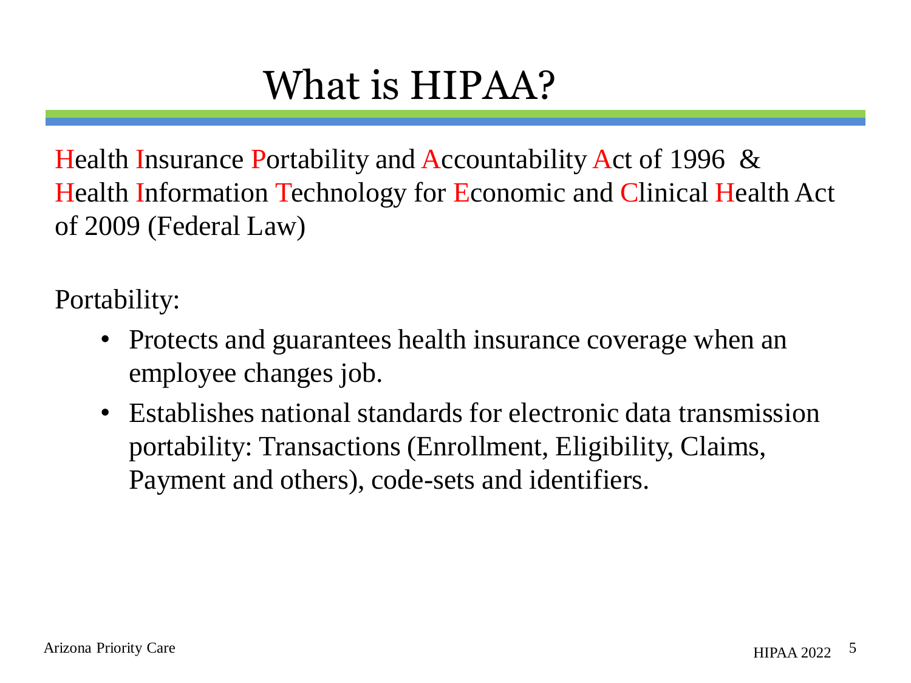# What is HIPAA?

Health Insurance Portability and Accountability Act of 1996 & Health Information Technology for Economic and Clinical Health Act of 2009 (Federal Law)

Portability:

- Protects and guarantees health insurance coverage when an employee changes job.
- Establishes national standards for electronic data transmission portability: Transactions (Enrollment, Eligibility, Claims, Payment and others), code-sets and identifiers.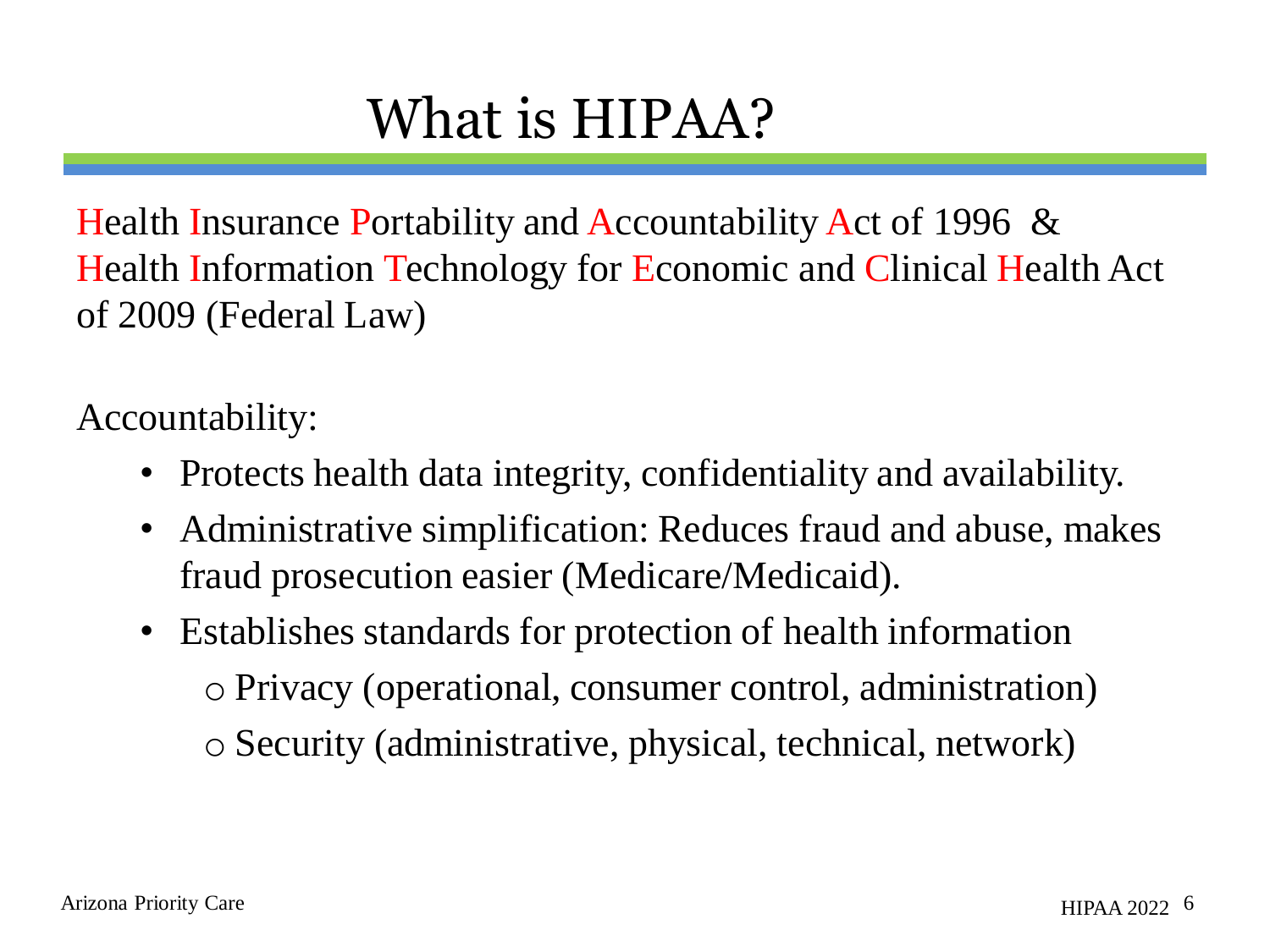# What is HIPAA?

Health Insurance Portability and Accountability Act of 1996 & Health Information Technology for Economic and Clinical Health Act of 2009 (Federal Law)

Accountability:

- Protects health data integrity, confidentiality and availability.
- Administrative simplification: Reduces fraud and abuse, makes fraud prosecution easier (Medicare/Medicaid).
- Establishes standards for protection of health information
  - Privacy (operational, consumer control, administration)
  - Security (administrative, physical, technical, network)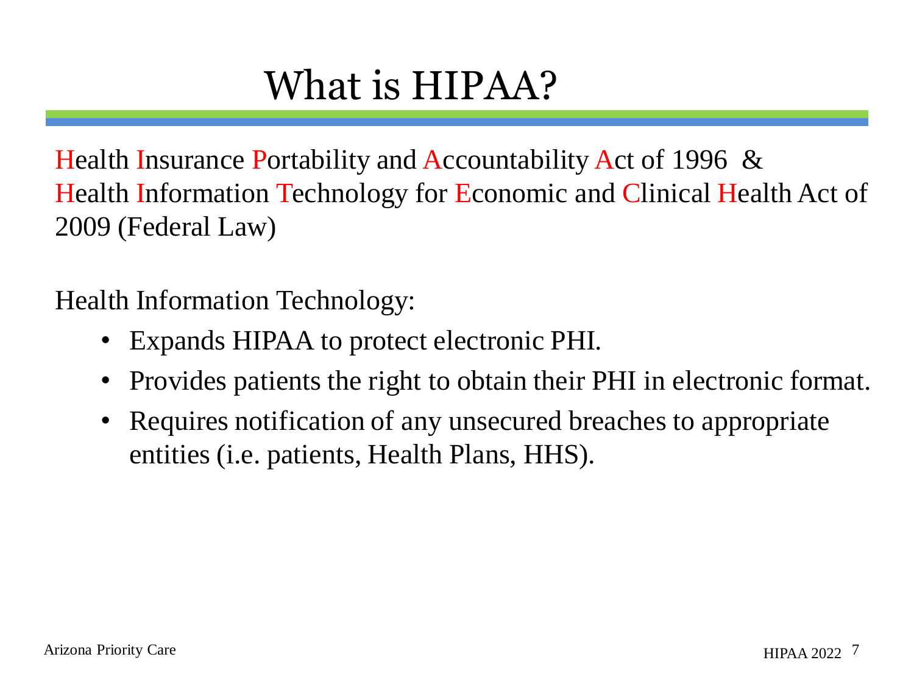# What is HIPAA?

Health Insurance Portability and Accountability Act of 1996 &
Health Information Technology for Economic and Clinical Health Act of 2009 (Federal Law)

Health Information Technology:

- Expands HIPAA to protect electronic PHI.
- Provides patients the right to obtain their PHI in electronic format.
- Requires notification of any unsecured breaches to appropriate entities (i.e. patients, Health Plans, HHS).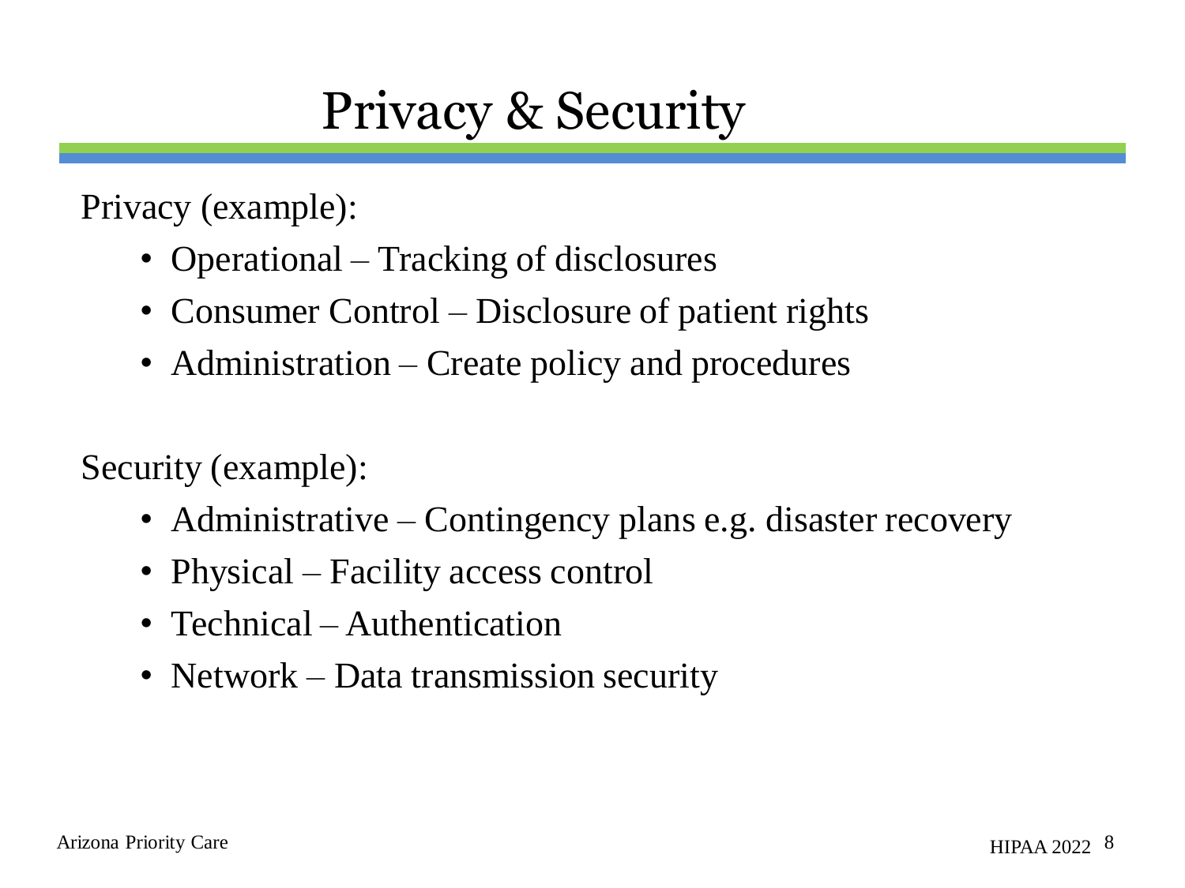# Privacy & Security

Privacy (example):

- Operational – Tracking of disclosures
- Consumer Control – Disclosure of patient rights
- Administration – Create policy and procedures

Security (example):

- Administrative – Contingency plans e.g. disaster recovery
- Physical – Facility access control
- Technical – Authentication
- Network – Data transmission security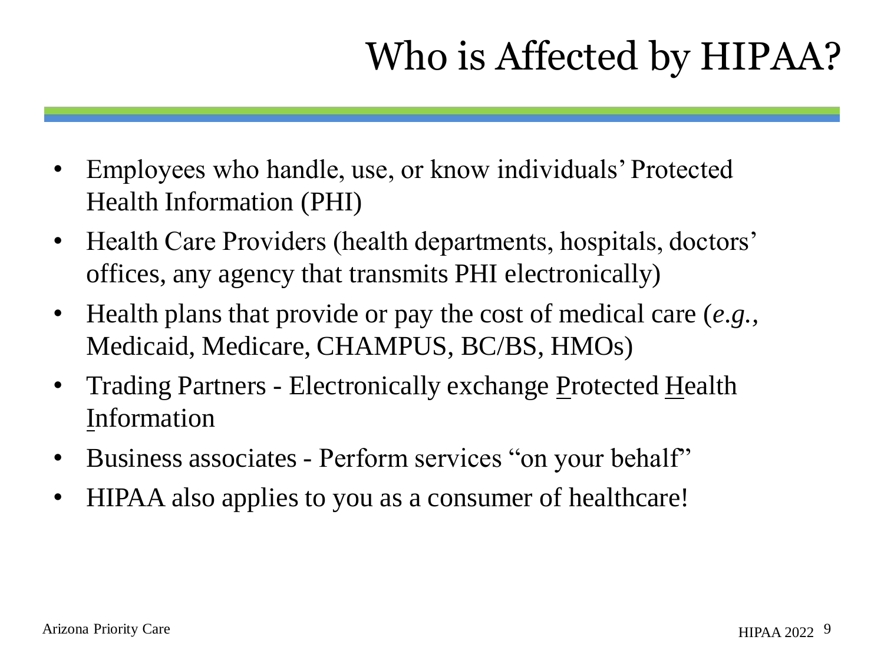# Who is Affected by HIPAA?

- Employees who handle, use, or know individuals' Protected Health Information (PHI)
- Health Care Providers (health departments, hospitals, doctors' offices, any agency that transmits PHI electronically)
- Health plans that provide or pay the cost of medical care (*e.g.*, Medicaid, Medicare, CHAMPUS, BC/BS, HMOs)
- Trading Partners - Electronically exchange Protected Health Information
- Business associates - Perform services "on your behalf"
- HIPAA also applies to you as a consumer of healthcare!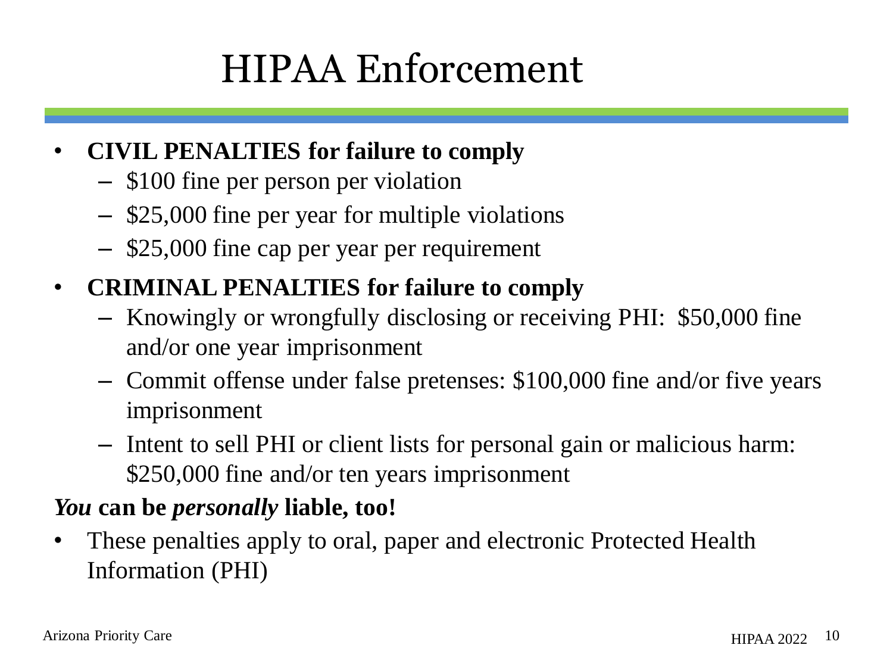# HIPAA Enforcement

- **CIVIL PENALTIES for failure to comply**
  - $100 fine per person per violation
  - $25,000 fine per year for multiple violations
  - $25,000 fine cap per year per requirement
- **CRIMINAL PENALTIES for failure to comply**
  - Knowingly or wrongfully disclosing or receiving PHI: $50,000 fine and/or one year imprisonment
  - Commit offense under false pretenses: $100,000 fine and/or five years imprisonment
  - Intent to sell PHI or client lists for personal gain or malicious harm: $250,000 fine and/or ten years imprisonment

***You* can be *personally* liable, too!**

- These penalties apply to oral, paper and electronic Protected Health Information (PHI)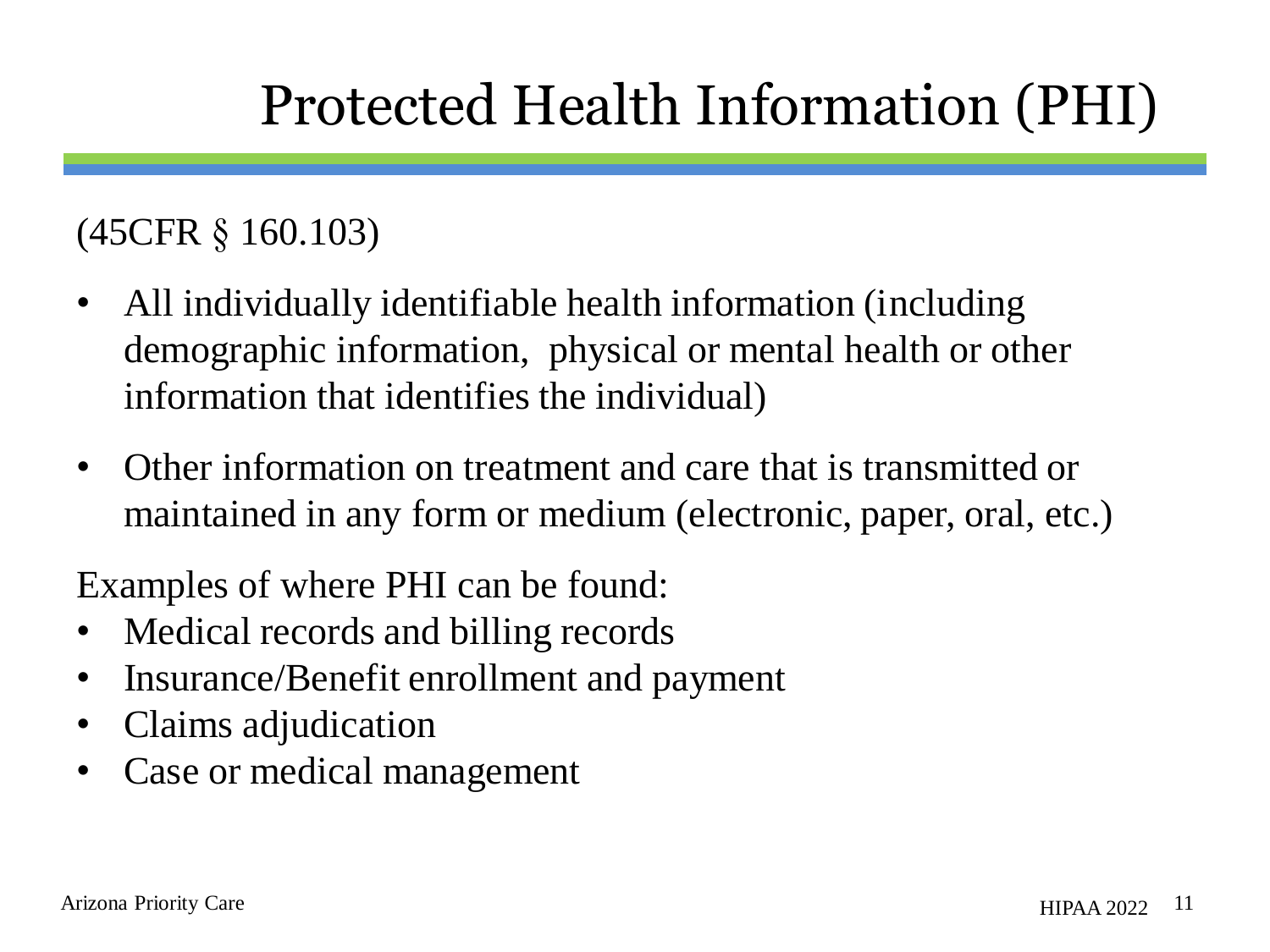# Protected Health Information (PHI)

(45CFR § 160.103)

- All individually identifiable health information (including demographic information, physical or mental health or other information that identifies the individual)
- Other information on treatment and care that is transmitted or maintained in any form or medium (electronic, paper, oral, etc.)

Examples of where PHI can be found:

- Medical records and billing records
- Insurance/Benefit enrollment and payment
- Claims adjudication
- Case or medical management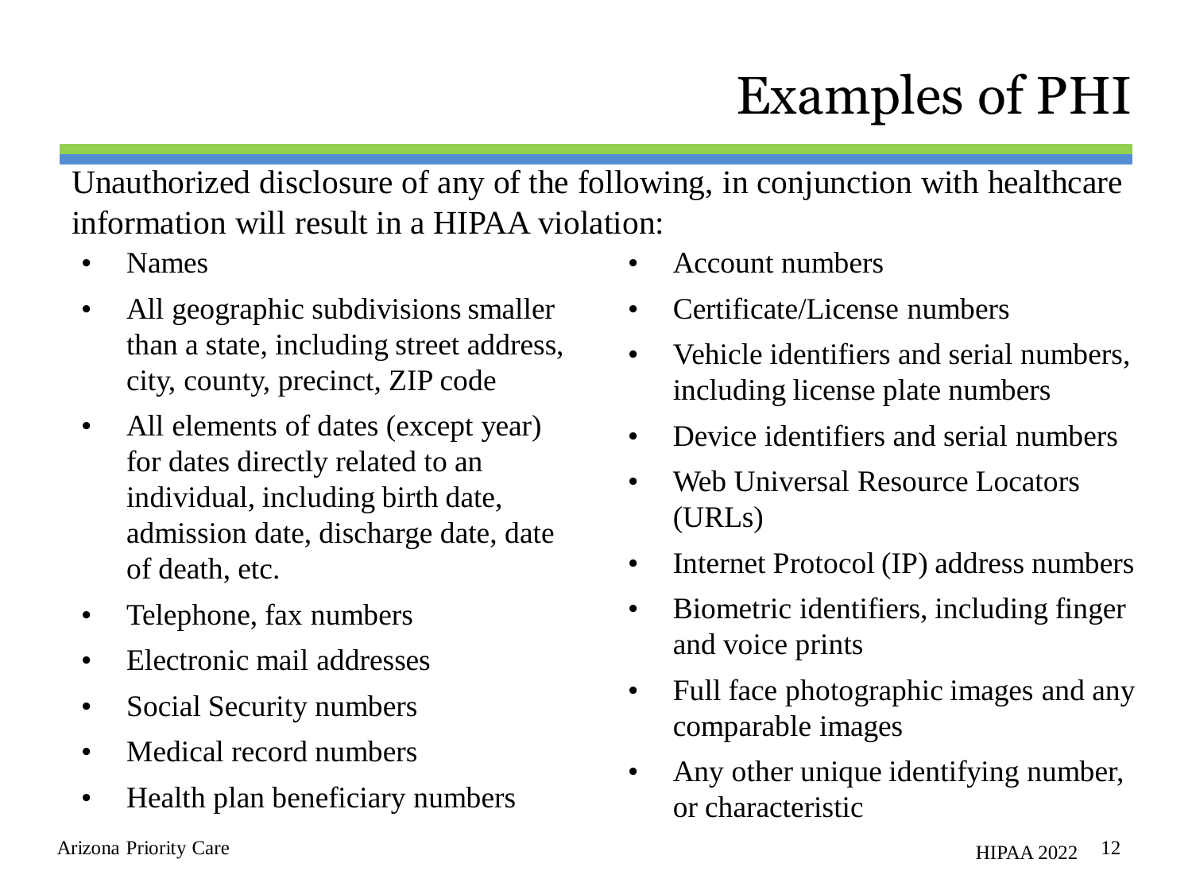# Examples of PHI

Unauthorized disclosure of any of the following, in conjunction with healthcare information will result in a HIPAA violation:

- Names
- All geographic subdivisions smaller than a state, including street address, city, county, precinct, ZIP code
- All elements of dates (except year) for dates directly related to an individual, including birth date, admission date, discharge date, date of death, etc.
- Telephone, fax numbers
- Electronic mail addresses
- Social Security numbers
- Medical record numbers
- Health plan beneficiary numbers
- Account numbers
- Certificate/License numbers
- Vehicle identifiers and serial numbers, including license plate numbers
- Device identifiers and serial numbers
- Web Universal Resource Locators (URLs)
- Internet Protocol (IP) address numbers
- Biometric identifiers, including finger and voice prints
- Full face photographic images and any comparable images
- Any other unique identifying number, or characteristic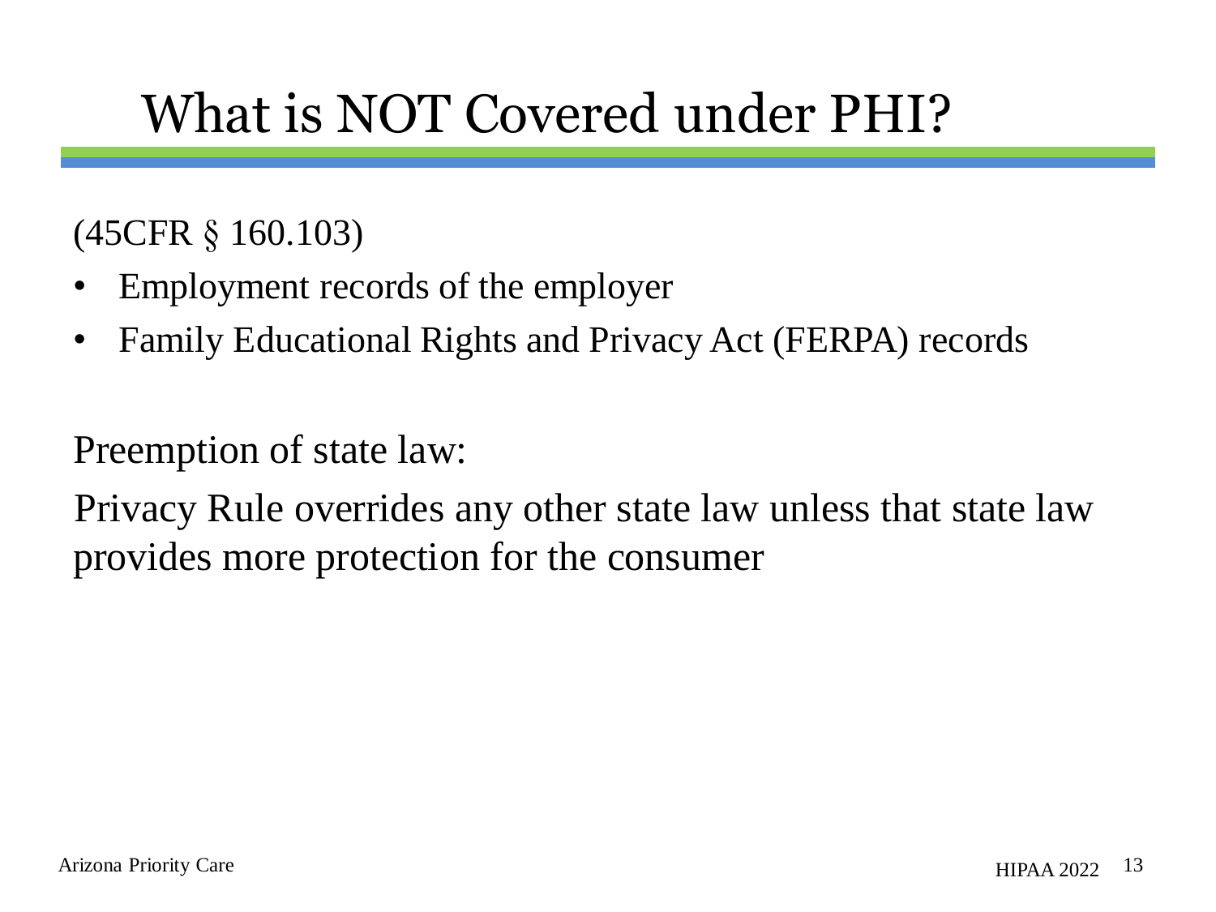# What is NOT Covered under PHI?

(45CFR § 160.103)

- Employment records of the employer
- Family Educational Rights and Privacy Act (FERPA) records

Preemption of state law:

Privacy Rule overrides any other state law unless that state law provides more protection for the consumer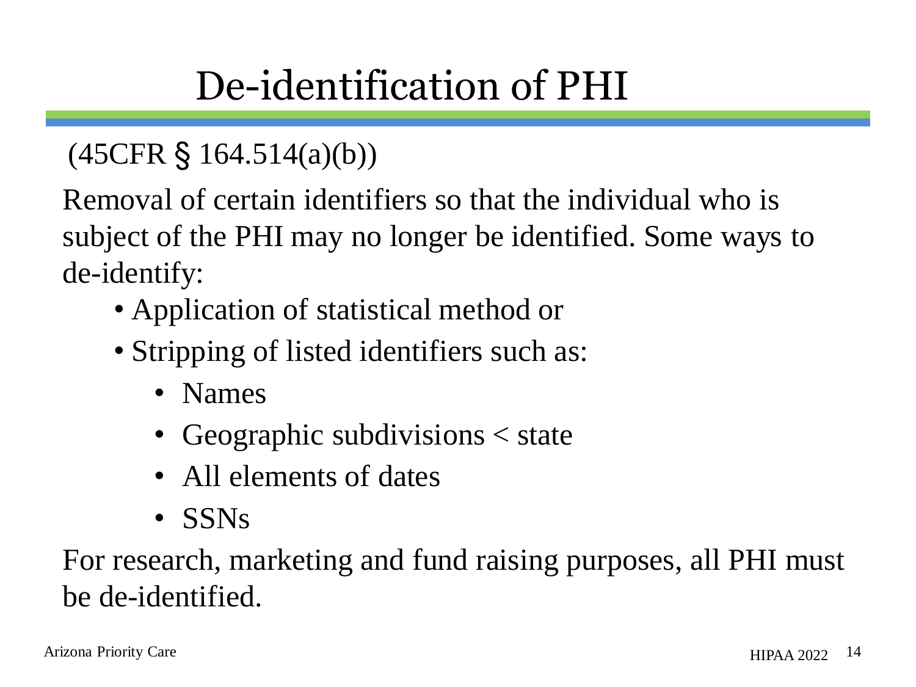# De-identification of PHI

(45CFR § 164.514(a)(b))

Removal of certain identifiers so that the individual who is subject of the PHI may no longer be identified. Some ways to de-identify:

- Application of statistical method or
- Stripping of listed identifiers such as:
  - Names
  - Geographic subdivisions < state
  - All elements of dates
  - SSNs

For research, marketing and fund raising purposes, all PHI must be de-identified.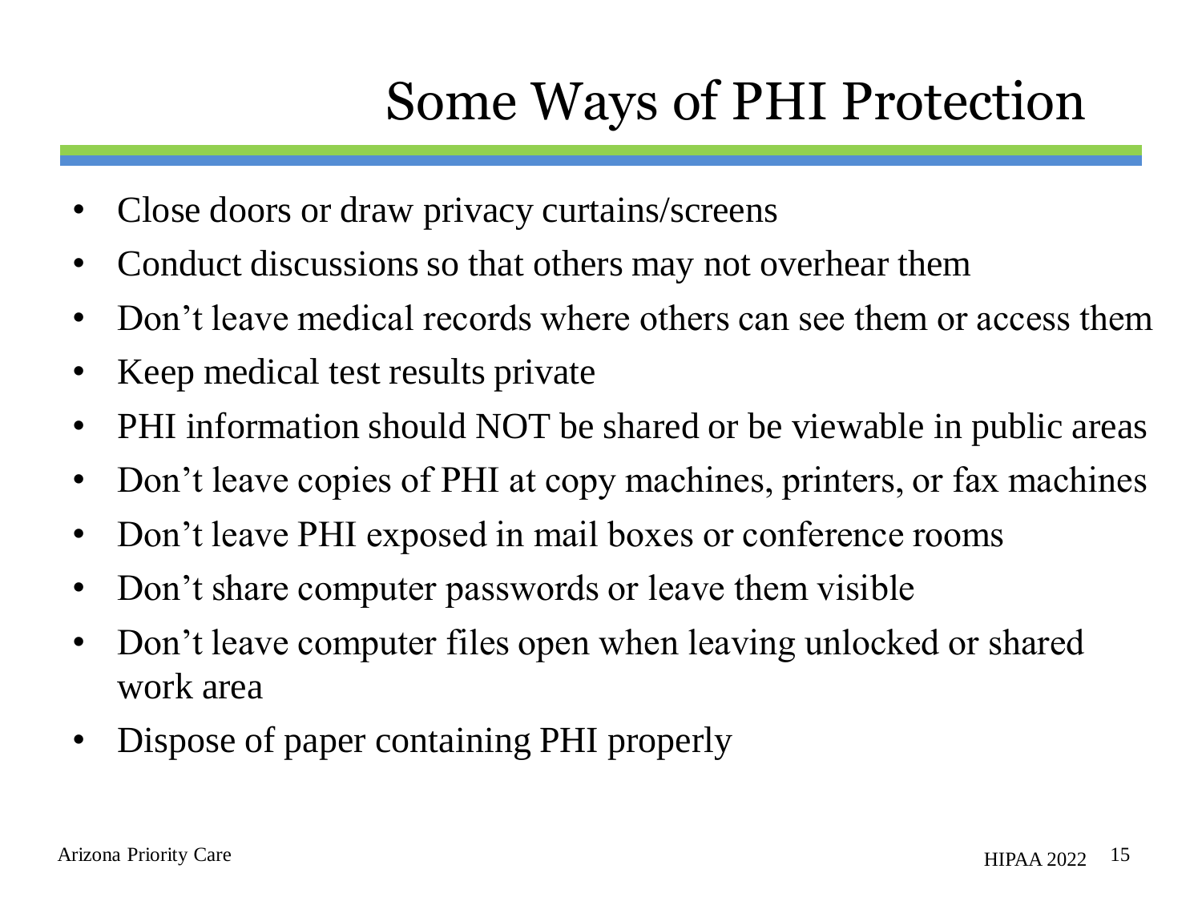# Some Ways of PHI Protection

- Close doors or draw privacy curtains/screens
- Conduct discussions so that others may not overhear them
- Don't leave medical records where others can see them or access them
- Keep medical test results private
- PHI information should NOT be shared or be viewable in public areas
- Don't leave copies of PHI at copy machines, printers, or fax machines
- Don't leave PHI exposed in mail boxes or conference rooms
- Don't share computer passwords or leave them visible
- Don't leave computer files open when leaving unlocked or shared work area
- Dispose of paper containing PHI properly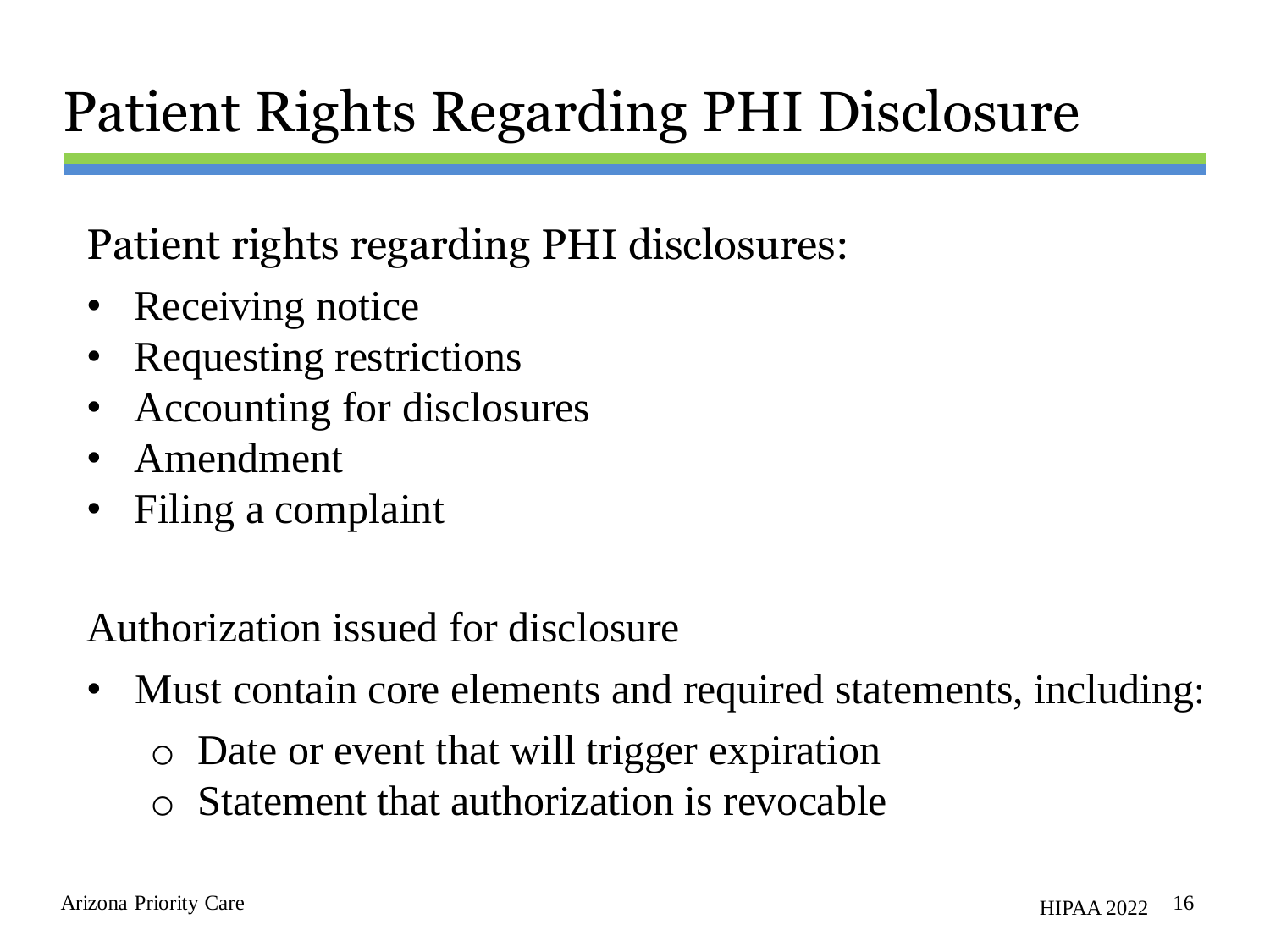# Patient Rights Regarding PHI Disclosure

Patient rights regarding PHI disclosures:

- Receiving notice
- Requesting restrictions
- Accounting for disclosures
- Amendment
- Filing a complaint

Authorization issued for disclosure

- Must contain core elements and required statements, including:
  - Date or event that will trigger expiration
  - Statement that authorization is revocable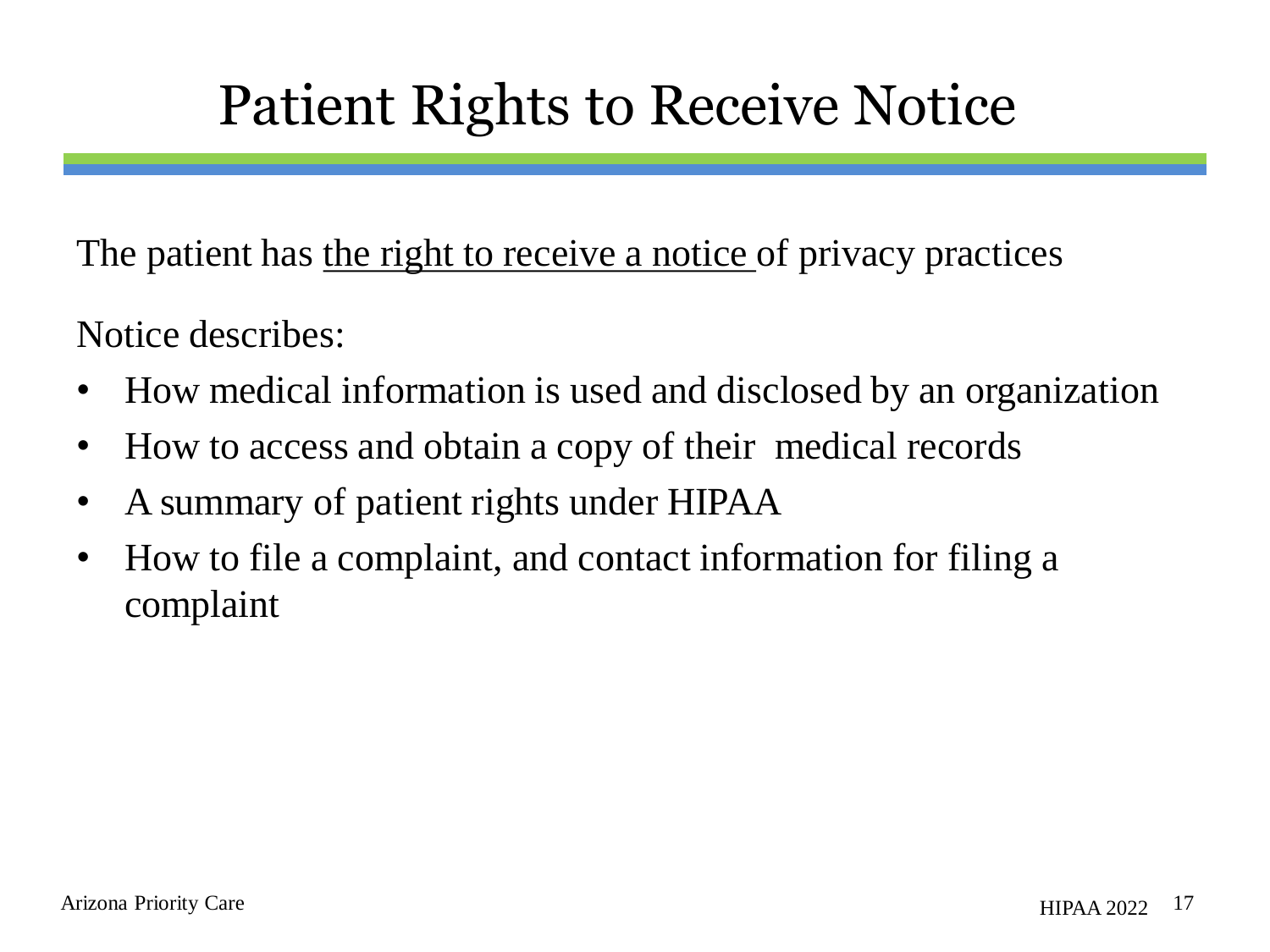# Patient Rights to Receive Notice

The patient has <u>the right to receive a notice</u> of privacy practices

Notice describes:

- How medical information is used and disclosed by an organization
- How to access and obtain a copy of their medical records
- A summary of patient rights under HIPAA
- How to file a complaint, and contact information for filing a complaint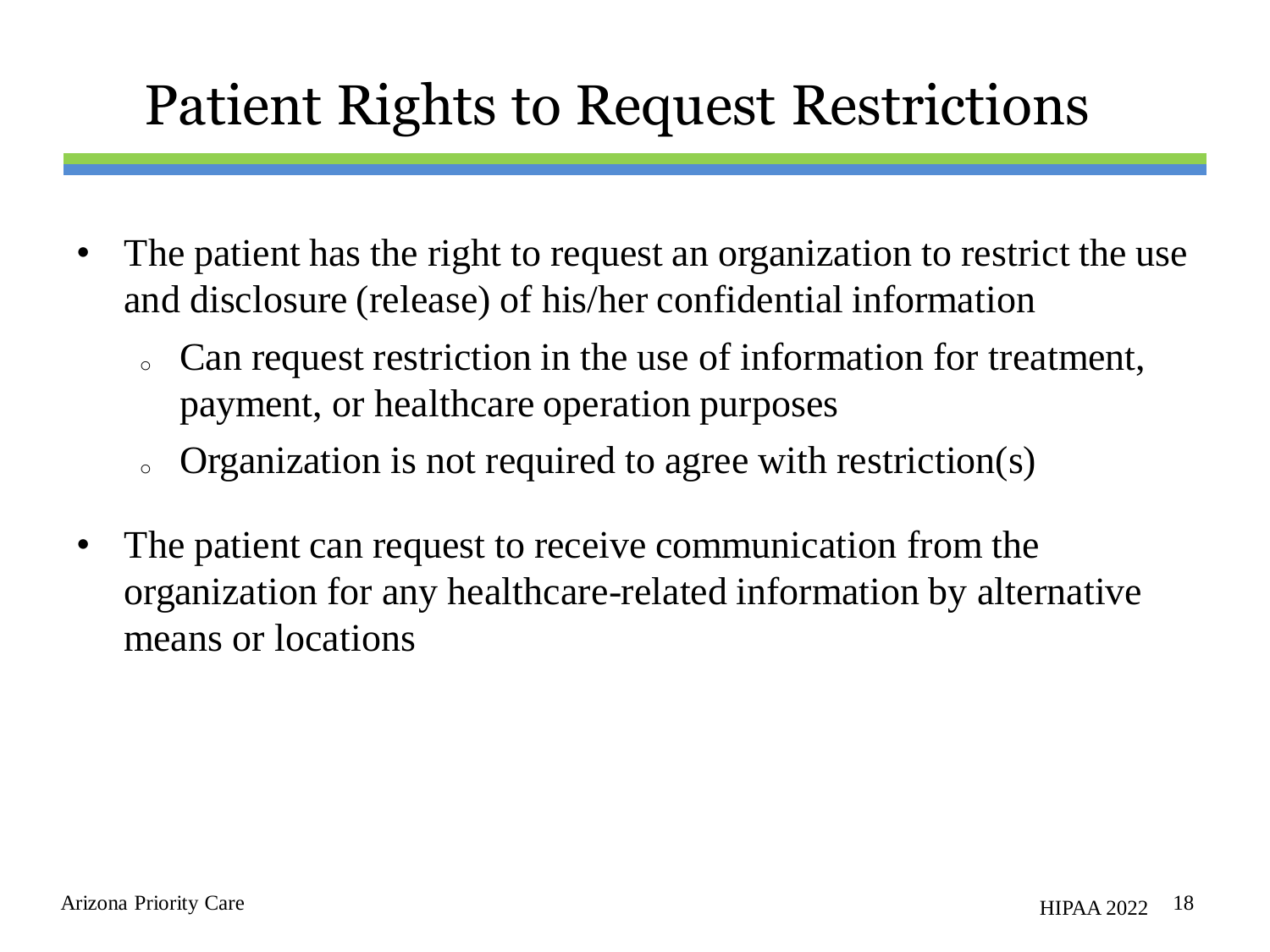# Patient Rights to Request Restrictions

- The patient has the right to request an organization to restrict the use and disclosure (release) of his/her confidential information
  - Can request restriction in the use of information for treatment, payment, or healthcare operation purposes
  - Organization is not required to agree with restriction(s)
- The patient can request to receive communication from the organization for any healthcare-related information by alternative means or locations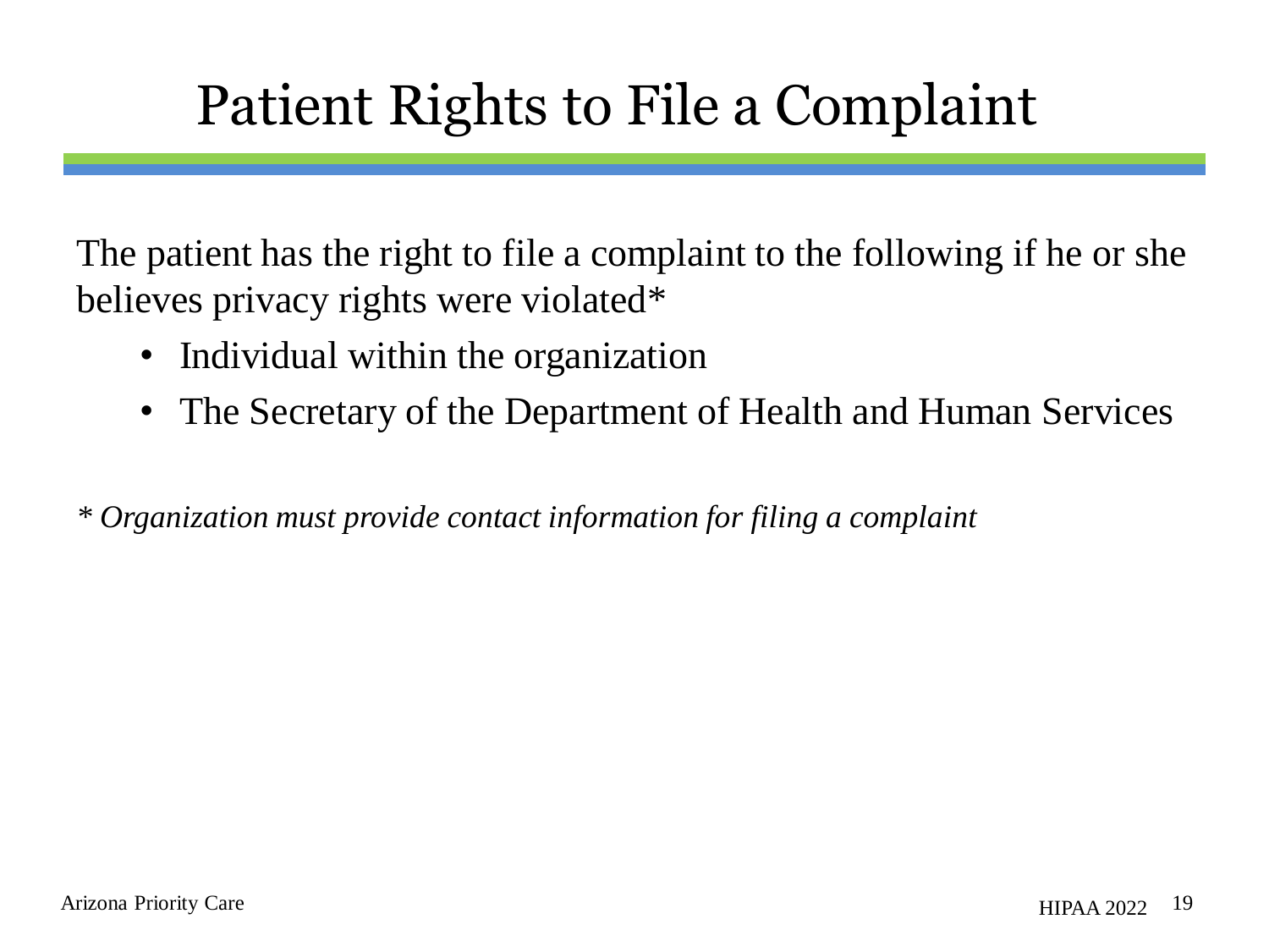# Patient Rights to File a Complaint

The patient has the right to file a complaint to the following if he or she believes privacy rights were violated*

- Individual within the organization
- The Secretary of the Department of Health and Human Services

*\* Organization must provide contact information for filing a complaint*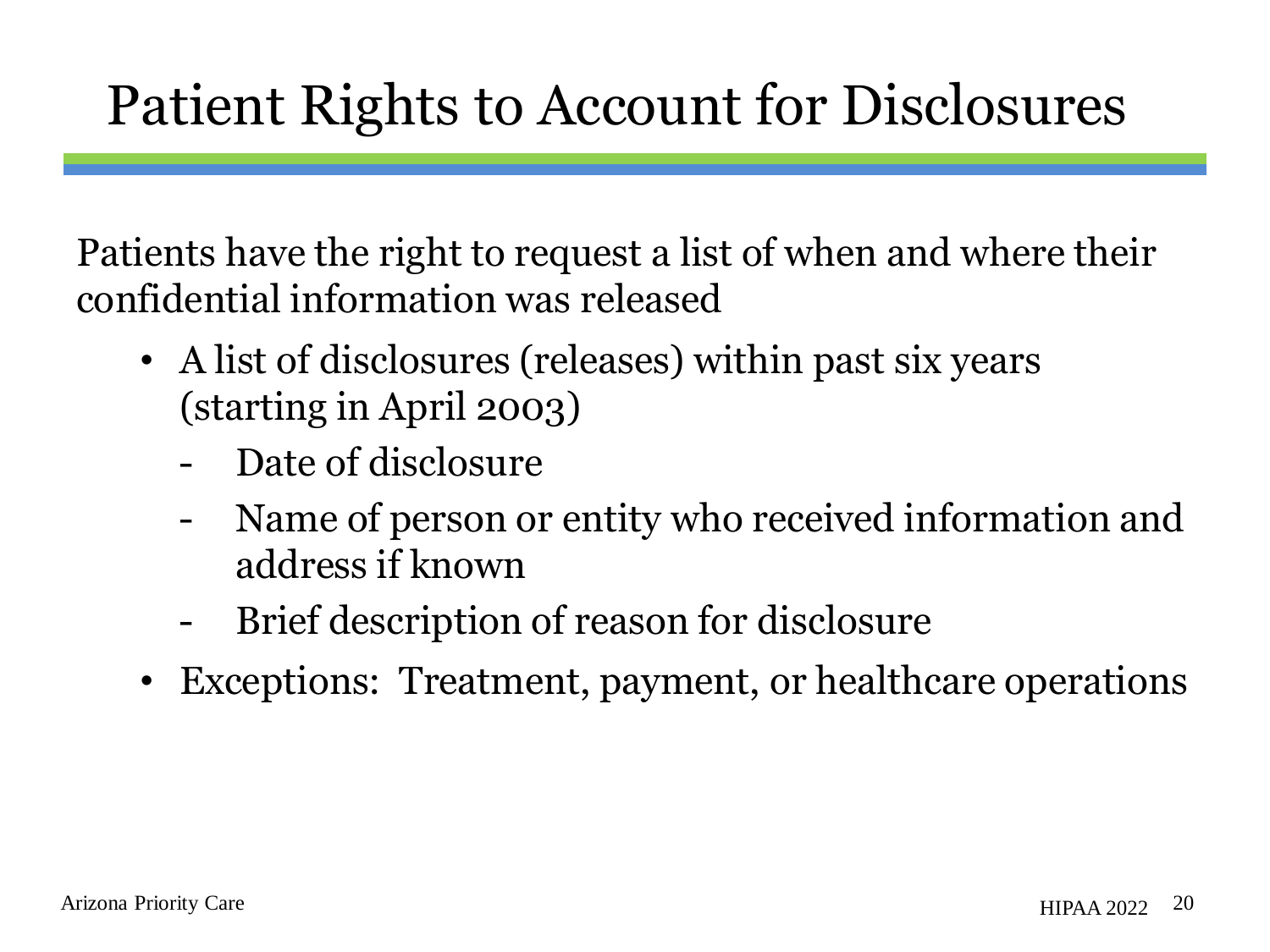# Patient Rights to Account for Disclosures

Patients have the right to request a list of when and where their confidential information was released

- A list of disclosures (releases) within past six years (starting in April 2003)
  - Date of disclosure
  - Name of person or entity who received information and address if known
  - Brief description of reason for disclosure
- Exceptions: Treatment, payment, or healthcare operations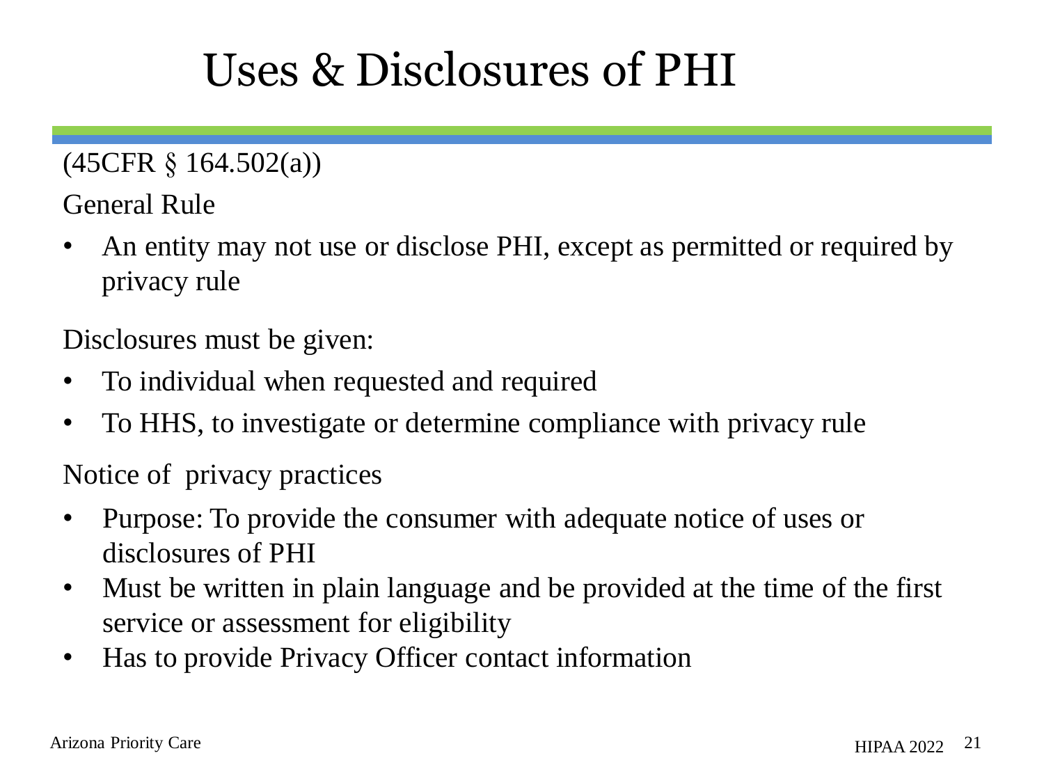# Uses & Disclosures of PHI

(45CFR § 164.502(a))

General Rule

- An entity may not use or disclose PHI, except as permitted or required by privacy rule

Disclosures must be given:

- To individual when requested and required
- To HHS, to investigate or determine compliance with privacy rule

Notice of privacy practices

- Purpose: To provide the consumer with adequate notice of uses or disclosures of PHI
- Must be written in plain language and be provided at the time of the first service or assessment for eligibility
- Has to provide Privacy Officer contact information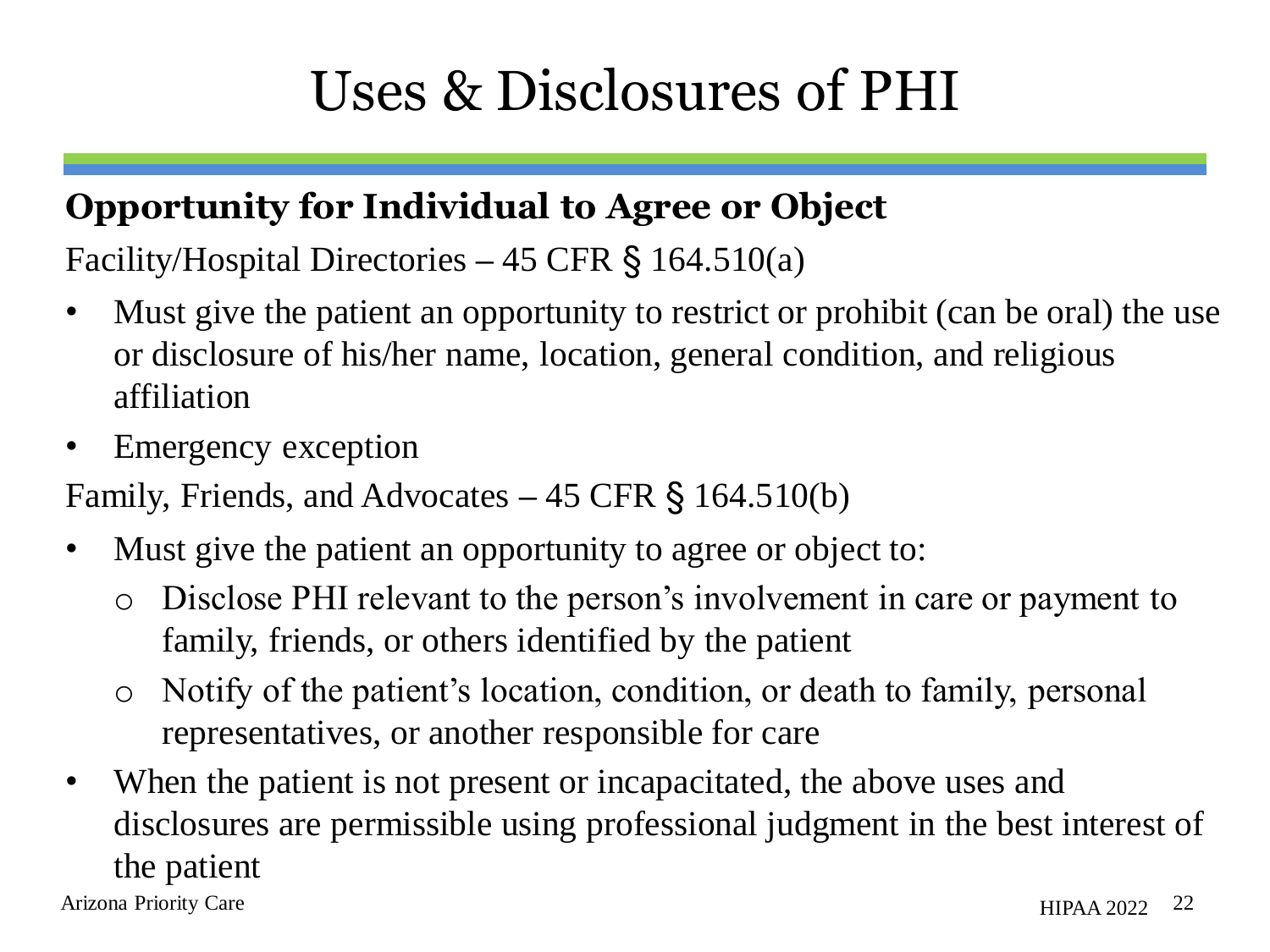# Uses & Disclosures of PHI

## Opportunity for Individual to Agree or Object

Facility/Hospital Directories – 45 CFR § 164.510(a)

- Must give the patient an opportunity to restrict or prohibit (can be oral) the use or disclosure of his/her name, location, general condition, and religious affiliation
- Emergency exception

Family, Friends, and Advocates – 45 CFR § 164.510(b)

- Must give the patient an opportunity to agree or object to:
  - Disclose PHI relevant to the person's involvement in care or payment to family, friends, or others identified by the patient
  - Notify of the patient's location, condition, or death to family, personal representatives, or another responsible for care
- When the patient is not present or incapacitated, the above uses and disclosures are permissible using professional judgment in the best interest of the patient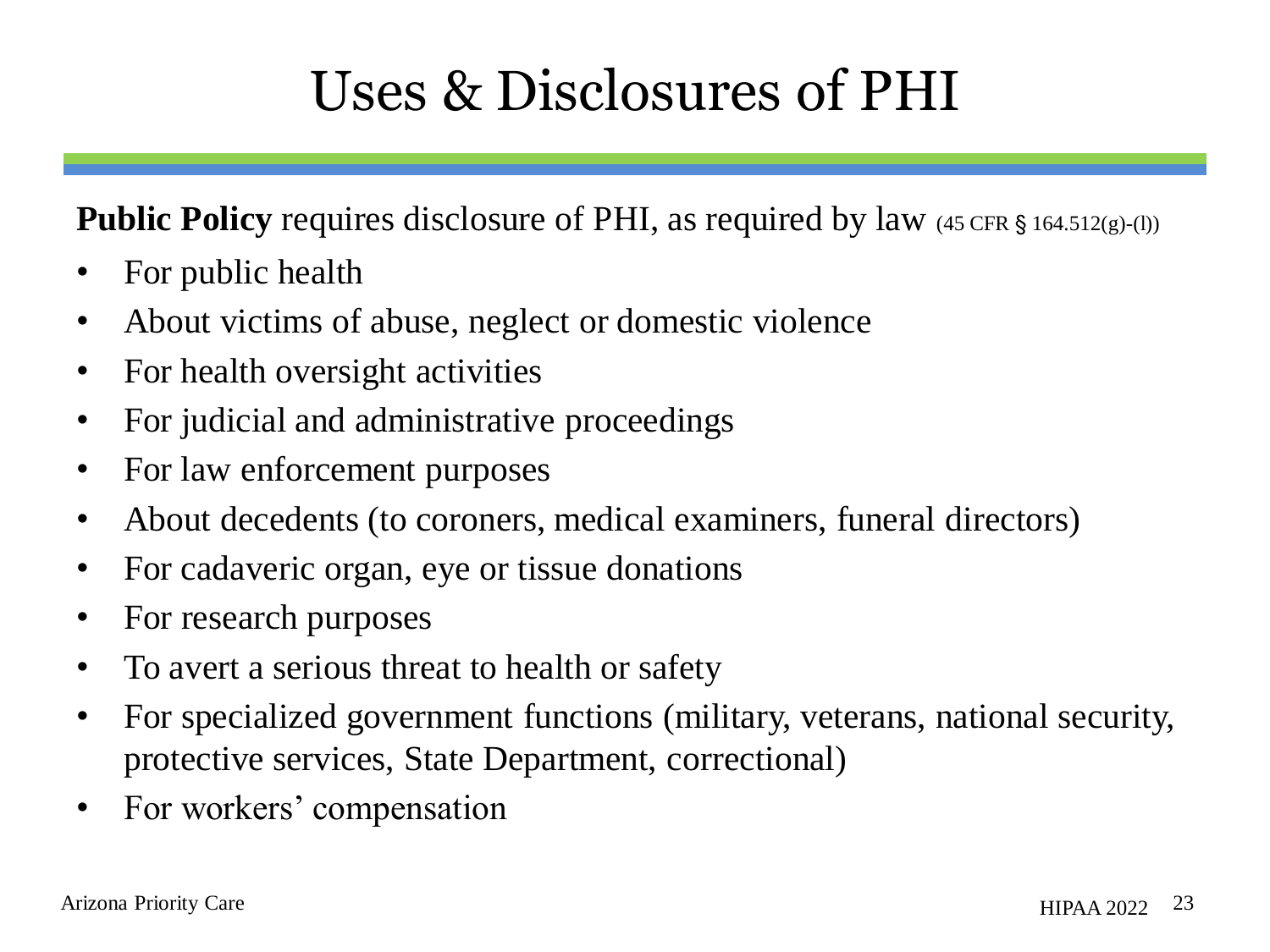# Uses & Disclosures of PHI

**Public Policy** requires disclosure of PHI, as required by law (45 CFR § 164.512(g)-(l))

- For public health
- About victims of abuse, neglect or domestic violence
- For health oversight activities
- For judicial and administrative proceedings
- For law enforcement purposes
- About decedents (to coroners, medical examiners, funeral directors)
- For cadaveric organ, eye or tissue donations
- For research purposes
- To avert a serious threat to health or safety
- For specialized government functions (military, veterans, national security, protective services, State Department, correctional)
- For workers' compensation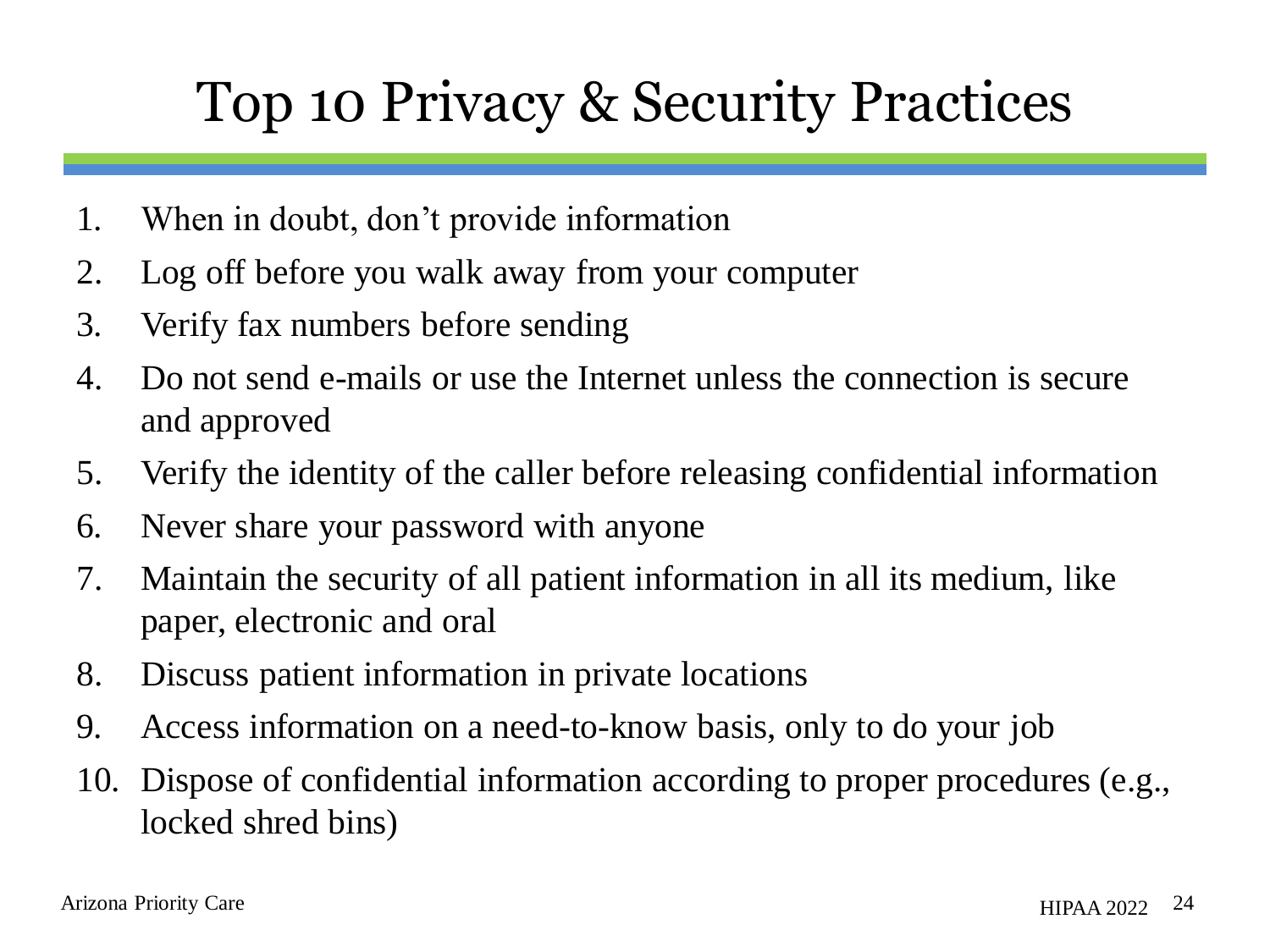# Top 10 Privacy & Security Practices

1. When in doubt, don't provide information
2. Log off before you walk away from your computer
3. Verify fax numbers before sending
4. Do not send e-mails or use the Internet unless the connection is secure and approved
5. Verify the identity of the caller before releasing confidential information
6. Never share your password with anyone
7. Maintain the security of all patient information in all its medium, like paper, electronic and oral
8. Discuss patient information in private locations
9. Access information on a need-to-know basis, only to do your job
10. Dispose of confidential information according to proper procedures (e.g., locked shred bins)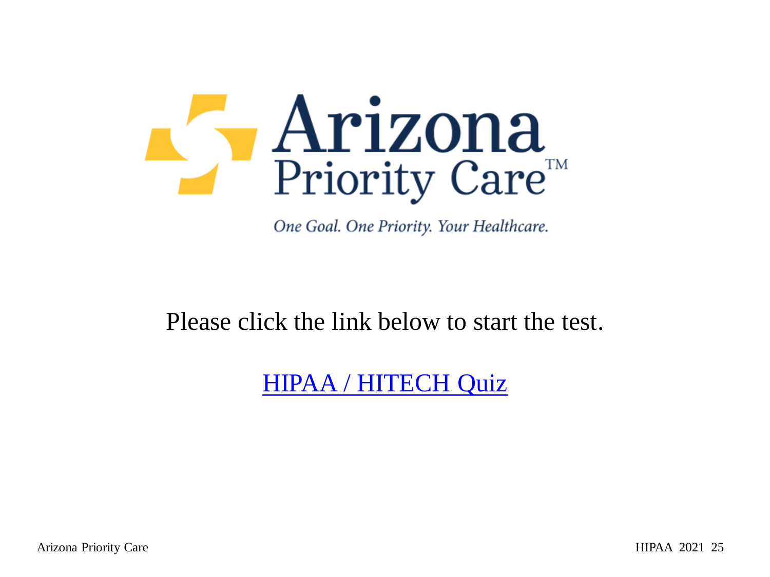Arizona Priority Care™

*One Goal. One Priority. Your Healthcare.*

Please click the link below to start the test.

HIPAA / HITECH Quiz